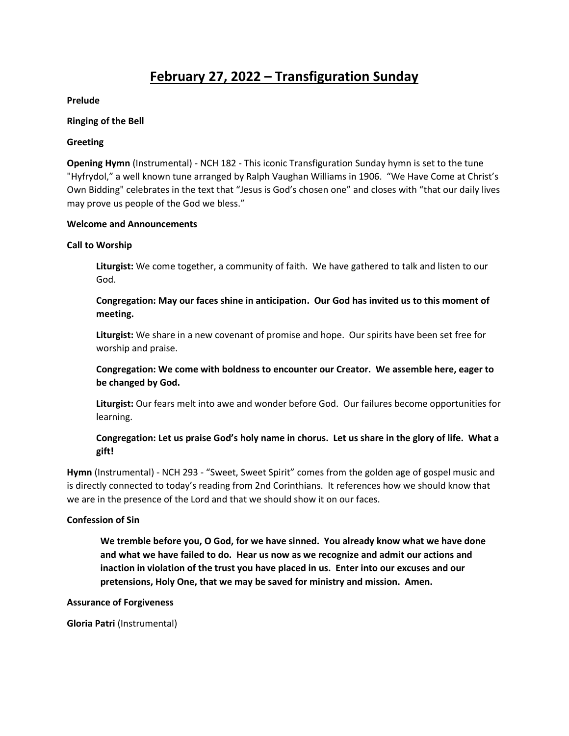# February 27, 2022 – Transfiguration Sunday

**Prelude**

**Ringing of the Bell**

**Greeting**

**Opening Hymn** (Instrumental) - NCH 182 - This iconic Transfiguration Sunday hymn is set to the tune "Hyfrydol," a well known tune arranged by Ralph Vaughan Williams in 1906. "We Have Come at Christ's Own Bidding" celebrates in the text that "Jesus is God's chosen one" and closes with "that our daily lives may prove us people of the God we bless."

**Welcome and Announcements**

**Call to Worship**

> **Liturgist:** We come together, a community of faith. We have gathered to talk and listen to our God.
>
> **Congregation: May our faces shine in anticipation. Our God has invited us to this moment of meeting.**
>
> **Liturgist:** We share in a new covenant of promise and hope. Our spirits have been set free for worship and praise.
>
> **Congregation: We come with boldness to encounter our Creator. We assemble here, eager to be changed by God.**
>
> **Liturgist:** Our fears melt into awe and wonder before God. Our failures become opportunities for learning.
>
> **Congregation: Let us praise God's holy name in chorus. Let us share in the glory of life. What a gift!**

**Hymn** (Instrumental) - NCH 293 - "Sweet, Sweet Spirit" comes from the golden age of gospel music and is directly connected to today's reading from 2nd Corinthians. It references how we should know that we are in the presence of the Lord and that we should show it on our faces.

**Confession of Sin**

> **We tremble before you, O God, for we have sinned. You already know what we have done and what we have failed to do. Hear us now as we recognize and admit our actions and inaction in violation of the trust you have placed in us. Enter into our excuses and our pretensions, Holy One, that we may be saved for ministry and mission. Amen.**

**Assurance of Forgiveness**

**Gloria Patri** (Instrumental)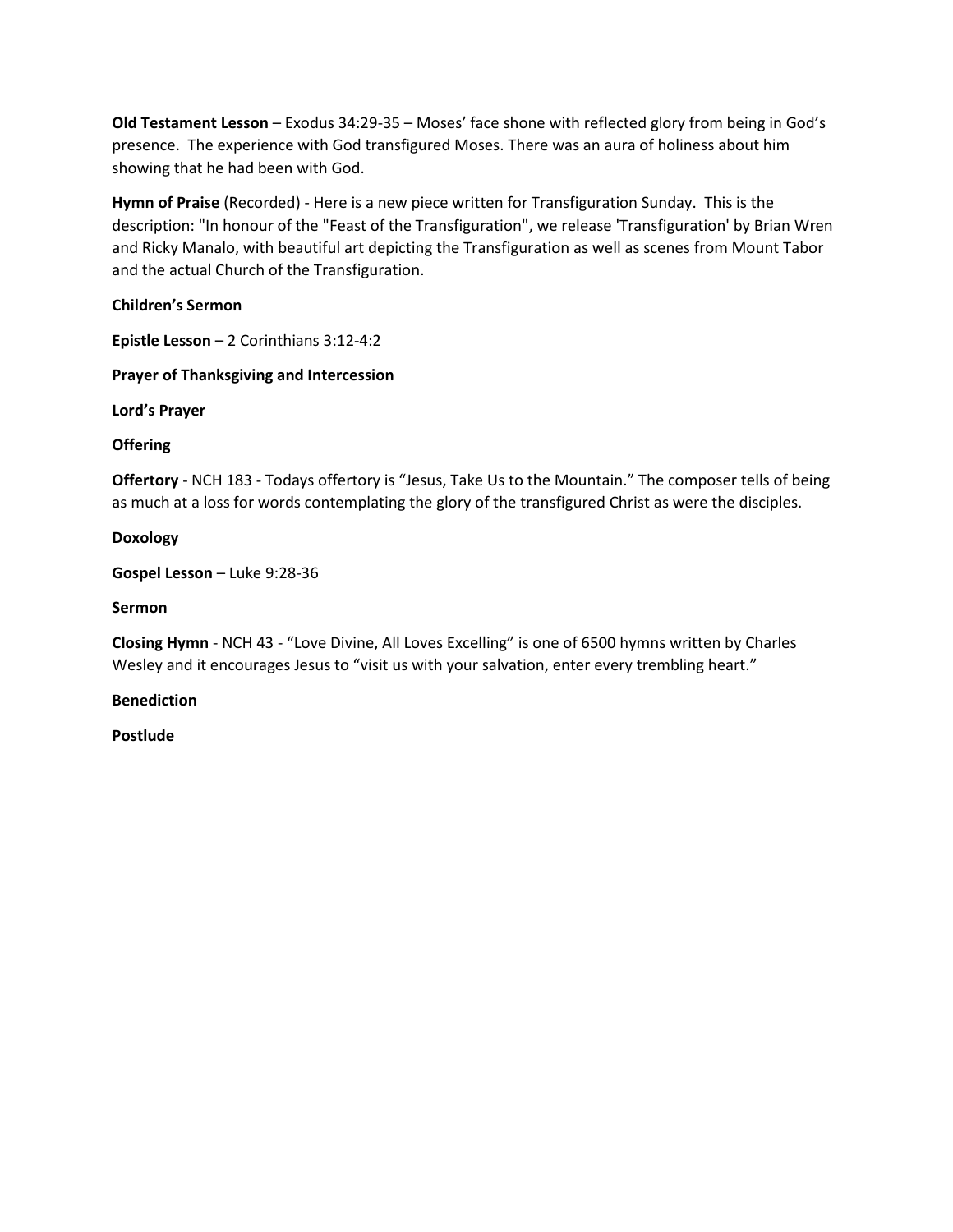**Old Testament Lesson** – Exodus 34:29-35 – Moses' face shone with reflected glory from being in God's presence. The experience with God transfigured Moses. There was an aura of holiness about him showing that he had been with God.

**Hymn of Praise** (Recorded) - Here is a new piece written for Transfiguration Sunday. This is the description: "In honour of the "Feast of the Transfiguration", we release 'Transfiguration' by Brian Wren and Ricky Manalo, with beautiful art depicting the Transfiguration as well as scenes from Mount Tabor and the actual Church of the Transfiguration.

**Children's Sermon**

**Epistle Lesson** – 2 Corinthians 3:12-4:2

**Prayer of Thanksgiving and Intercession**

**Lord's Prayer**

**Offering**

**Offertory** - NCH 183 - Todays offertory is "Jesus, Take Us to the Mountain." The composer tells of being as much at a loss for words contemplating the glory of the transfigured Christ as were the disciples.

**Doxology**

**Gospel Lesson** – Luke 9:28-36

**Sermon**

**Closing Hymn** - NCH 43 - "Love Divine, All Loves Excelling" is one of 6500 hymns written by Charles Wesley and it encourages Jesus to "visit us with your salvation, enter every trembling heart."

**Benediction**

**Postlude**